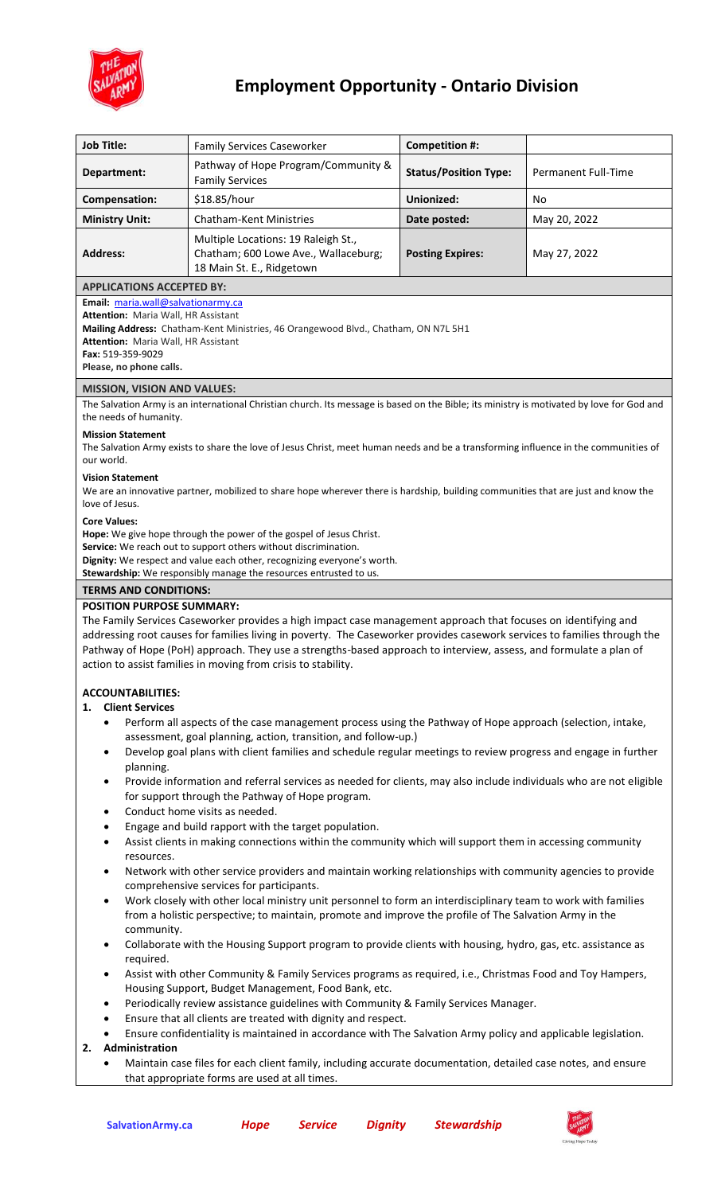# Employment Opportunity - Ontario Division

| Job Title: | Family Services Caseworker | Competition #: | |
|---|---|---|---|
| Department: | Pathway of Hope Program/Community & Family Services | Status/Position Type: | Permanent Full-Time |
| Compensation: | $18.85/hour | Unionized: | No |
| Ministry Unit: | Chatham-Kent Ministries | Date posted: | May 20, 2022 |
| Address: | Multiple Locations: 19 Raleigh St., Chatham; 600 Lowe Ave., Wallaceburg; 18 Main St. E., Ridgetown | Posting Expires: | May 27, 2022 |

## APPLICATIONS ACCEPTED BY:

**Email:** maria.wall@salvationarmy.ca
**Attention:** Maria Wall, HR Assistant
**Mailing Address:** Chatham-Kent Ministries, 46 Orangewood Blvd., Chatham, ON N7L 5H1
**Attention:** Maria Wall, HR Assistant
**Fax:** 519-359-9029
**Please, no phone calls.**

## MISSION, VISION AND VALUES:

The Salvation Army is an international Christian church. Its message is based on the Bible; its ministry is motivated by love for God and the needs of humanity.

**Mission Statement**
The Salvation Army exists to share the love of Jesus Christ, meet human needs and be a transforming influence in the communities of our world.

**Vision Statement**
We are an innovative partner, mobilized to share hope wherever there is hardship, building communities that are just and know the love of Jesus.

**Core Values:**
**Hope:** We give hope through the power of the gospel of Jesus Christ.
**Service:** We reach out to support others without discrimination.
**Dignity:** We respect and value each other, recognizing everyone's worth.
**Stewardship:** We responsibly manage the resources entrusted to us.

## TERMS AND CONDITIONS:

**POSITION PURPOSE SUMMARY:**
The Family Services Caseworker provides a high impact case management approach that focuses on identifying and addressing root causes for families living in poverty. The Caseworker provides casework services to families through the Pathway of Hope (PoH) approach. They use a strengths-based approach to interview, assess, and formulate a plan of action to assist families in moving from crisis to stability.

**ACCOUNTABILITIES:**

1. **Client Services**
   - Perform all aspects of the case management process using the Pathway of Hope approach (selection, intake, assessment, goal planning, action, transition, and follow-up.)
   - Develop goal plans with client families and schedule regular meetings to review progress and engage in further planning.
   - Provide information and referral services as needed for clients, may also include individuals who are not eligible for support through the Pathway of Hope program.
   - Conduct home visits as needed.
   - Engage and build rapport with the target population.
   - Assist clients in making connections within the community which will support them in accessing community resources.
   - Network with other service providers and maintain working relationships with community agencies to provide comprehensive services for participants.
   - Work closely with other local ministry unit personnel to form an interdisciplinary team to work with families from a holistic perspective; to maintain, promote and improve the profile of The Salvation Army in the community.
   - Collaborate with the Housing Support program to provide clients with housing, hydro, gas, etc. assistance as required.
   - Assist with other Community & Family Services programs as required, i.e., Christmas Food and Toy Hampers, Housing Support, Budget Management, Food Bank, etc.
   - Periodically review assistance guidelines with Community & Family Services Manager.
   - Ensure that all clients are treated with dignity and respect.
   - Ensure confidentiality is maintained in accordance with The Salvation Army policy and applicable legislation.
2. **Administration**
   - Maintain case files for each client family, including accurate documentation, detailed case notes, and ensure that appropriate forms are used at all times.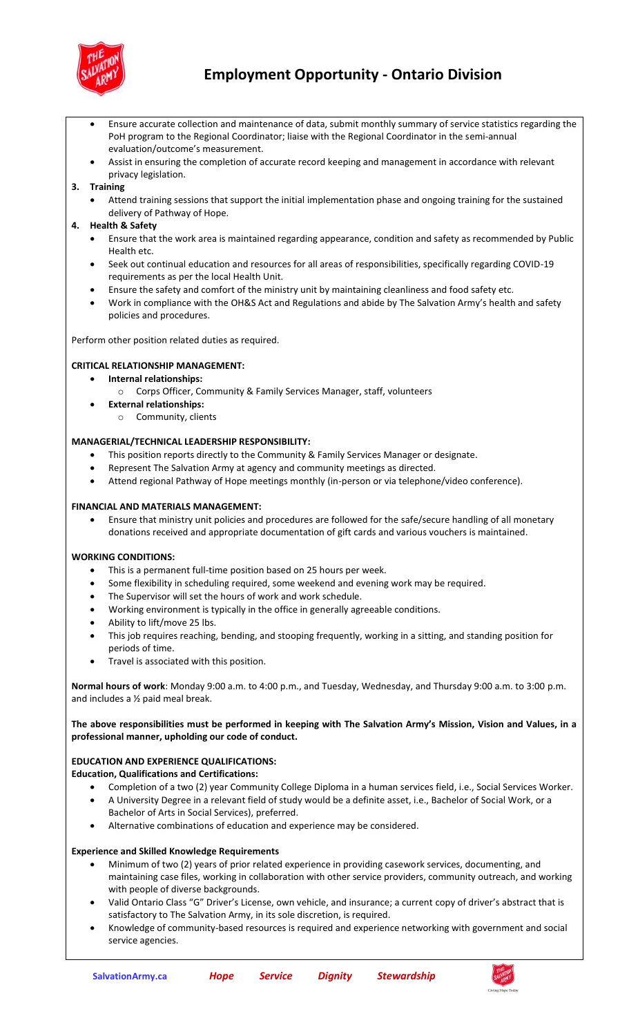- Ensure accurate collection and maintenance of data, submit monthly summary of service statistics regarding the PoH program to the Regional Coordinator; liaise with the Regional Coordinator in the semi-annual evaluation/outcome's measurement.
- Assist in ensuring the completion of accurate record keeping and management in accordance with relevant privacy legislation.

**3. Training**

- Attend training sessions that support the initial implementation phase and ongoing training for the sustained delivery of Pathway of Hope.

**4. Health & Safety**

- Ensure that the work area is maintained regarding appearance, condition and safety as recommended by Public Health etc.
- Seek out continual education and resources for all areas of responsibilities, specifically regarding COVID-19 requirements as per the local Health Unit.
- Ensure the safety and comfort of the ministry unit by maintaining cleanliness and food safety etc.
- Work in compliance with the OH&S Act and Regulations and abide by The Salvation Army's health and safety policies and procedures.

Perform other position related duties as required.

**CRITICAL RELATIONSHIP MANAGEMENT:**

- **Internal relationships:**
  - Corps Officer, Community & Family Services Manager, staff, volunteers
- **External relationships:**
  - Community, clients

**MANAGERIAL/TECHNICAL LEADERSHIP RESPONSIBILITY:**

- This position reports directly to the Community & Family Services Manager or designate.
- Represent The Salvation Army at agency and community meetings as directed.
- Attend regional Pathway of Hope meetings monthly (in-person or via telephone/video conference).

**FINANCIAL AND MATERIALS MANAGEMENT:**

- Ensure that ministry unit policies and procedures are followed for the safe/secure handling of all monetary donations received and appropriate documentation of gift cards and various vouchers is maintained.

**WORKING CONDITIONS:**

- This is a permanent full-time position based on 25 hours per week.
- Some flexibility in scheduling required, some weekend and evening work may be required.
- The Supervisor will set the hours of work and work schedule.
- Working environment is typically in the office in generally agreeable conditions.
- Ability to lift/move 25 lbs.
- This job requires reaching, bending, and stooping frequently, working in a sitting, and standing position for periods of time.
- Travel is associated with this position.

**Normal hours of work**: Monday 9:00 a.m. to 4:00 p.m., and Tuesday, Wednesday, and Thursday 9:00 a.m. to 3:00 p.m. and includes a ½ paid meal break.

**The above responsibilities must be performed in keeping with The Salvation Army's Mission, Vision and Values, in a professional manner, upholding our code of conduct.**

**EDUCATION AND EXPERIENCE QUALIFICATIONS:**

**Education, Qualifications and Certifications:**

- Completion of a two (2) year Community College Diploma in a human services field, i.e., Social Services Worker.
- A University Degree in a relevant field of study would be a definite asset, i.e., Bachelor of Social Work, or a Bachelor of Arts in Social Services), preferred.
- Alternative combinations of education and experience may be considered.

**Experience and Skilled Knowledge Requirements**

- Minimum of two (2) years of prior related experience in providing casework services, documenting, and maintaining case files, working in collaboration with other service providers, community outreach, and working with people of diverse backgrounds.
- Valid Ontario Class "G" Driver's License, own vehicle, and insurance; a current copy of driver's abstract that is satisfactory to The Salvation Army, in its sole discretion, is required.
- Knowledge of community-based resources is required and experience networking with government and social service agencies.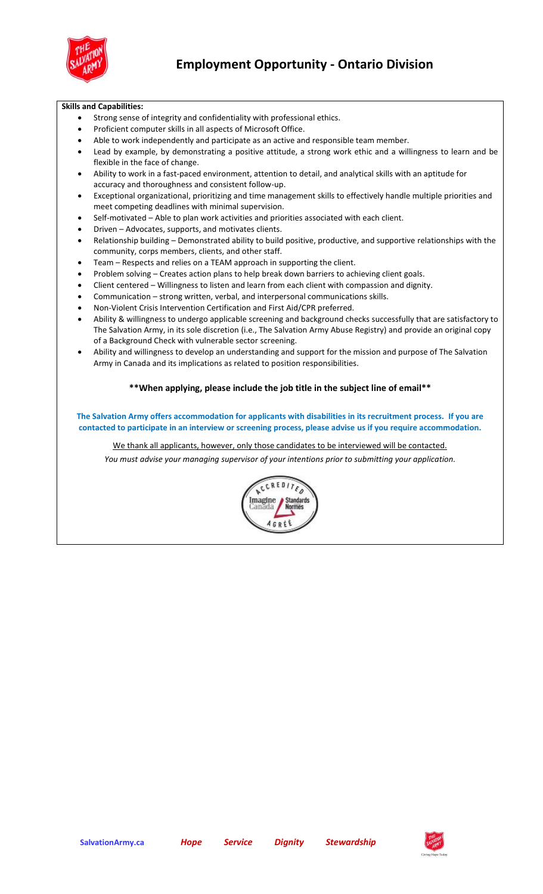# Employment Opportunity - Ontario Division

**Skills and Capabilities:**

- Strong sense of integrity and confidentiality with professional ethics.
- Proficient computer skills in all aspects of Microsoft Office.
- Able to work independently and participate as an active and responsible team member.
- Lead by example, by demonstrating a positive attitude, a strong work ethic and a willingness to learn and be flexible in the face of change.
- Ability to work in a fast-paced environment, attention to detail, and analytical skills with an aptitude for accuracy and thoroughness and consistent follow-up.
- Exceptional organizational, prioritizing and time management skills to effectively handle multiple priorities and meet competing deadlines with minimal supervision.
- Self-motivated – Able to plan work activities and priorities associated with each client.
- Driven – Advocates, supports, and motivates clients.
- Relationship building – Demonstrated ability to build positive, productive, and supportive relationships with the community, corps members, clients, and other staff.
- Team – Respects and relies on a TEAM approach in supporting the client.
- Problem solving – Creates action plans to help break down barriers to achieving client goals.
- Client centered – Willingness to listen and learn from each client with compassion and dignity.
- Communication – strong written, verbal, and interpersonal communications skills.
- Non-Violent Crisis Intervention Certification and First Aid/CPR preferred.
- Ability & willingness to undergo applicable screening and background checks successfully that are satisfactory to The Salvation Army, in its sole discretion (i.e., The Salvation Army Abuse Registry) and provide an original copy of a Background Check with vulnerable sector screening.
- Ability and willingness to develop an understanding and support for the mission and purpose of The Salvation Army in Canada and its implications as related to position responsibilities.

**\*\*When applying, please include the job title in the subject line of email\*\***

**The Salvation Army offers accommodation for applicants with disabilities in its recruitment process. If you are contacted to participate in an interview or screening process, please advise us if you require accommodation.**

We thank all applicants, however, only those candidates to be interviewed will be contacted.

*You must advise your managing supervisor of your intentions prior to submitting your application.*

Accredited Imagine Canada Standards Normes Agréé

**SalvationArmy.ca** ***Hope*** ***Service*** ***Dignity*** ***Stewardship***